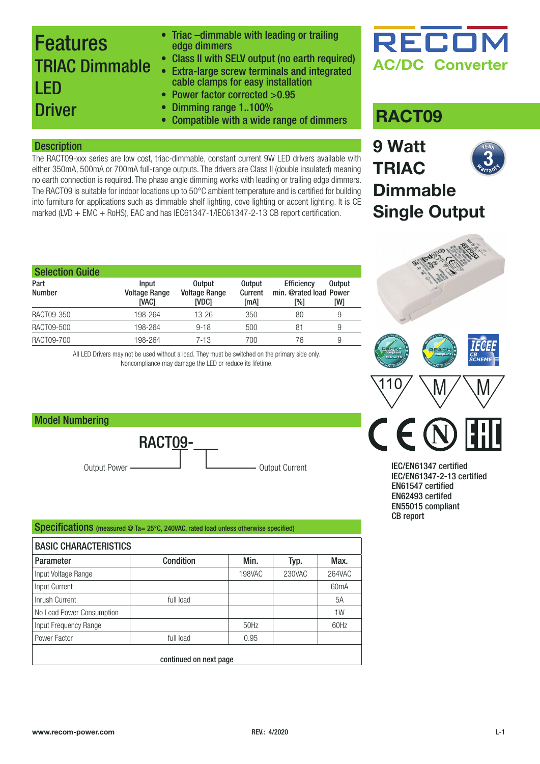# Features

## TRIAC Dimmable LED Driver

- Triac –dimmable with leading or trailing edge dimmers
- Class II with SELV output (no earth required)
- Extra-large screw terminals and integrated cable clamps for easy installation
- Power factor corrected >0.95
- Dimming range 1..100%
- Compatible with a wide range of dimmers

RECOM

AC/DC Converter

# RACT09

## 9 Watt TRIAC Dimmable Single Output

3 Year Warranty

### Description

The RACT09-xxx series are low cost, triac-dimmable, constant current 9W LED drivers available with either 350mA, 500mA or 700mA full-range outputs. The drivers are Class II (double insulated) meaning no earth connection is required. The phase angle dimming works with leading or trailing edge dimmers. The RACT09 is suitable for indoor locations up to 50°C ambient temperature and is certified for building into furniture for applications such as dimmable shelf lighting, cove lighting or accent lighting. It is CE marked (LVD + EMC + RoHS), EAC and has IEC61347-1/IEC61347-2-13 CB report certification.

### Selection Guide

| Part Number | Input Voltage Range [VAC] | Output Voltage Range [VDC] | Output Current [mA] | Efficiency min. @rated load [%] | Output Power [W] |
|---|---|---|---|---|---|
| RACT09-350 | 198-264 | 13-26 | 350 | 80 | 9 |
| RACT09-500 | 198-264 | 9-18 | 500 | 81 | 9 |
| RACT09-700 | 198-264 | 7-13 | 700 | 76 | 9 |

All LED Drivers may not be used without a load. They must be switched on the primary side only.
Noncompliance may damage the LED or reduce its lifetime.

IEC/EN61347 certified
IEC/EN61347-2-13 certified
EN61547 certified
EN62493 certifed
EN55015 compliant
CB report

### Model Numbering

RACT09-___

Output Power — Output Current

### Specifications (measured @ Ta= 25°C, 240VAC, rated load unless otherwise specified)

| BASIC CHARACTERISTICS | | | | |
|---|---|---|---|---|
| Parameter | Condition | Min. | Typ. | Max. |
| Input Voltage Range | | 198VAC | 230VAC | 264VAC |
| Input Current | | | | 60mA |
| Inrush Current | full load | | | 5A |
| No Load Power Consumption | | | | 1W |
| Input Frequency Range | | 50Hz | | 60Hz |
| Power Factor | full load | 0.95 | | |

continued on next page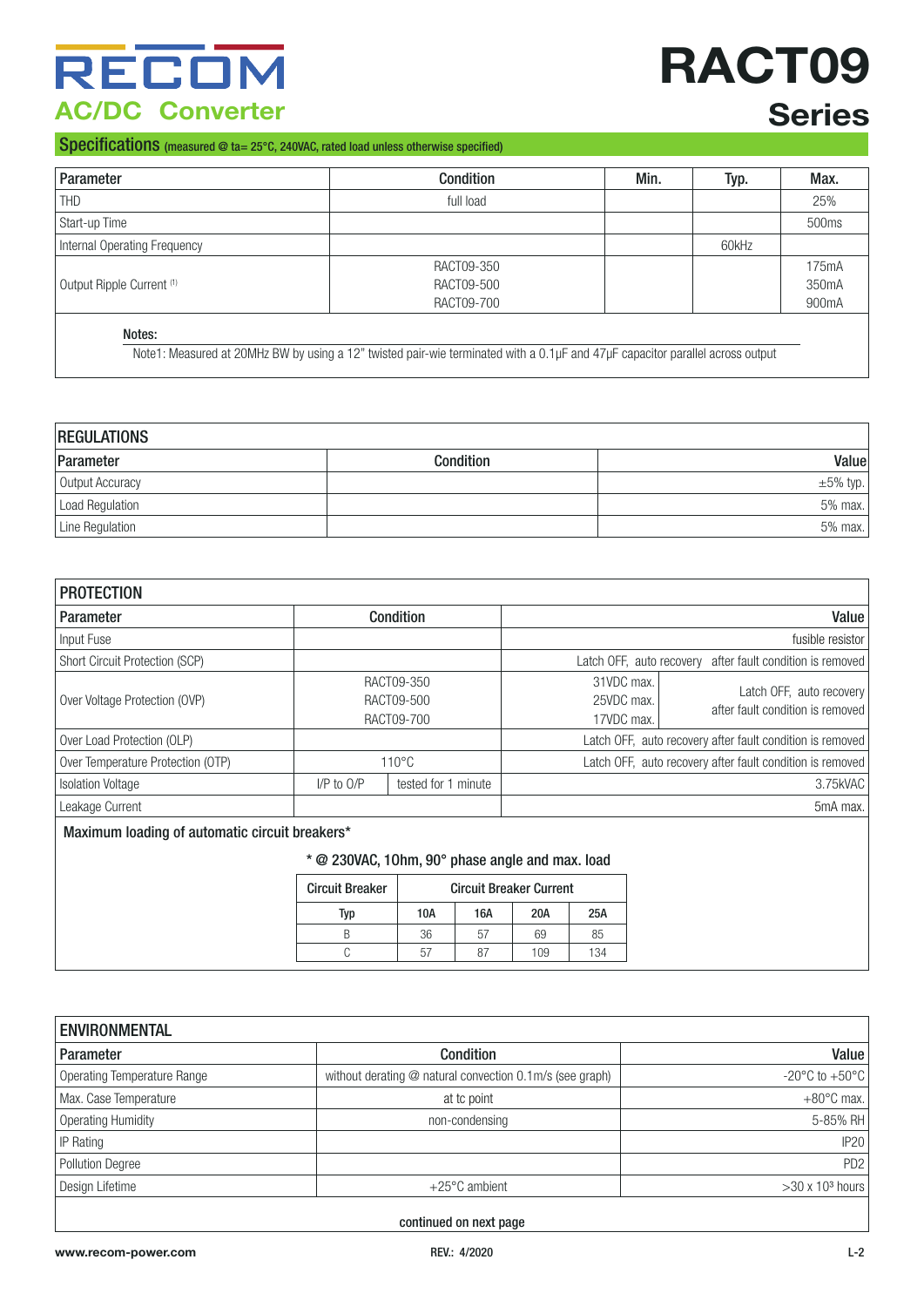## Specifications (measured @ ta= 25°C, 240VAC, rated load unless otherwise specified)

| Parameter | Condition | Min. | Typ. | Max. |
|---|---|---|---|---|
| THD | full load | | | 25% |
| Start-up Time | | | | 500ms |
| Internal Operating Frequency | | | 60kHz | |
| Output Ripple Current [1] | RACT09-350<br>RACT09-500<br>RACT09-700 | | | 175mA<br>350mA<br>900mA |

**Notes:**

Note1: Measured at 20MHz BW by using a 12" twisted pair-wie terminated with a 0.1µF and 47µF capacitor parallel across output

### REGULATIONS

| Parameter | Condition | Value |
|---|---|---|
| Output Accuracy | | ±5% typ. |
| Load Regulation | | 5% max. |
| Line Regulation | | 5% max. |

### PROTECTION

| Parameter | Condition | | Value | |
|---|---|---|---|---|
| Input Fuse | | | fusible resistor | |
| Short Circuit Protection (SCP) | | | Latch OFF, auto recovery after fault condition is removed | |
| Over Voltage Protection (OVP) | RACT09-350<br>RACT09-500<br>RACT09-700 | | 31VDC max.<br>25VDC max.<br>17VDC max. | Latch OFF, auto recovery after fault condition is removed |
| Over Load Protection (OLP) | | | Latch OFF, auto recovery after fault condition is removed | |
| Over Temperature Protection (OTP) | 110°C | | Latch OFF, auto recovery after fault condition is removed | |
| Isolation Voltage | I/P to O/P | tested for 1 minute | 3.75kVAC | |
| Leakage Current | | | 5mA max. | |

**Maximum loading of automatic circuit breakers***

\* @ 230VAC, 10hm, 90° phase angle and max. load

| Circuit Breaker | Circuit Breaker Current | | | |
|---|---|---|---|---|
| Typ | 10A | 16A | 20A | 25A |
| B | 36 | 57 | 69 | 85 |
| C | 57 | 87 | 109 | 134 |

### ENVIRONMENTAL

| Parameter | Condition | Value |
|---|---|---|
| Operating Temperature Range | without derating @ natural convection 0.1m/s (see graph) | -20°C to +50°C |
| Max. Case Temperature | at tc point | +80°C max. |
| Operating Humidity | non-condensing | 5-85% RH |
| IP Rating | | IP20 |
| Pollution Degree | | PD2 |
| Design Lifetime | +25°C ambient | >30 x $10^3$ hours |

continued on next page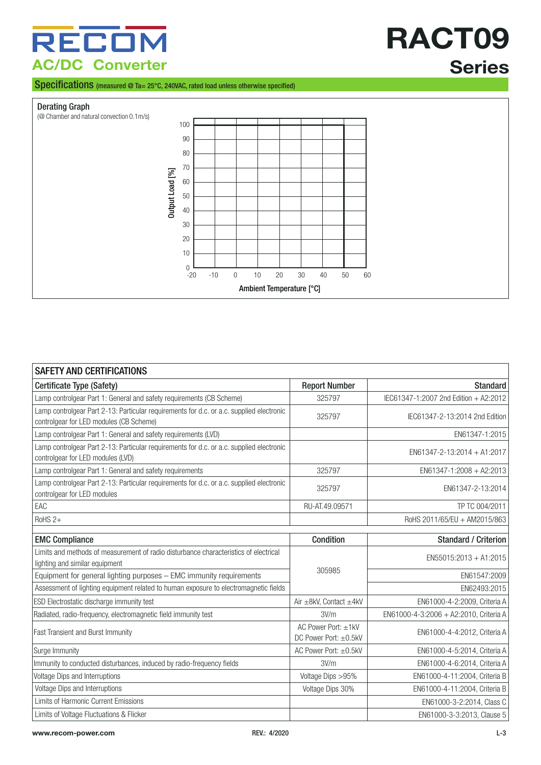# RACT09 Series

AC/DC Converter

## Specifications (measured @ Ta= 25°C, 240VAC, rated load unless otherwise specified)

### Derating Graph

(@ Chamber and natural convection 0.1m/s)

Output Load [%]: 0, 10, 20, 30, 40, 50, 60, 70, 80, 90, 100

Ambient Temperature [°C]: -20, -10, 0, 10, 20, 30, 40, 50, 60

| SAFETY AND CERTIFICATIONS | | |
|---|---|---|
| **Certificate Type (Safety)** | **Report Number** | **Standard** |
| Lamp controlgear Part 1: General and safety requirements (CB Scheme) | 325797 | IEC61347-1:2007 2nd Edition + A2:2012 |
| Lamp controlgear Part 2-13: Particular requirements for d.c. or a.c. supplied electronic controlgear for LED modules (CB Scheme) | 325797 | IEC61347-2-13:2014 2nd Edition |
| Lamp controlgear Part 1: General and safety requirements (LVD) | | EN61347-1:2015 |
| Lamp controlgear Part 2-13: Particular requirements for d.c. or a.c. supplied electronic controlgear for LED modules (LVD) | | EN61347-2-13:2014 + A1:2017 |
| Lamp controlgear Part 1: General and safety requirements | 325797 | EN61347-1:2008 + A2:2013 |
| Lamp controlgear Part 2-13: Particular requirements for d.c. or a.c. supplied electronic controlgear for LED modules | 325797 | EN61347-2-13:2014 |
| EAC | RU-AT.49.09571 | TP TC 004/2011 |
| RoHS 2+ | | RoHS 2011/65/EU + AM2015/863 |

| **EMC Compliance** | **Condition** | **Standard / Criterion** |
|---|---|---|
| Limits and methods of measurement of radio disturbance characteristics of electrical lighting and similar equipment | 305985 | EN55015:2013 + A1:2015 |
| Equipment for general lighting purposes – EMC immunity requirements | 305985 | EN61547:2009 |
| Assessment of lighting equipment related to human exposure to electromagnetic fields | 305985 | EN62493:2015 |
| ESD Electrostatic discharge immunity test | Air ±8kV, Contact ±4kV | EN61000-4-2:2009, Criteria A |
| Radiated, radio-frequency, electromagnetic field immunity test | 3V/m | EN61000-4-3:2006 + A2:2010, Criteria A |
| Fast Transient and Burst Immunity | AC Power Port: ±1kV<br>DC Power Port: ±0.5kV | EN61000-4-4:2012, Criteria A |
| Surge Immunity | AC Power Port: ±0.5kV | EN61000-4-5:2014, Criteria A |
| Immunity to conducted disturbances, induced by radio-frequency fields | 3V/m | EN61000-4-6:2014, Criteria A |
| Voltage Dips and Interruptions | Voltage Dips >95% | EN61000-4-11:2004, Criteria B |
| Voltage Dips and Interruptions | Voltage Dips 30% | EN61000-4-11:2004, Criteria B |
| Limits of Harmonic Current Emissions | | EN61000-3-2:2014, Class C |
| Limits of Voltage Fluctuations & Flicker | | EN61000-3-3:2013, Clause 5 |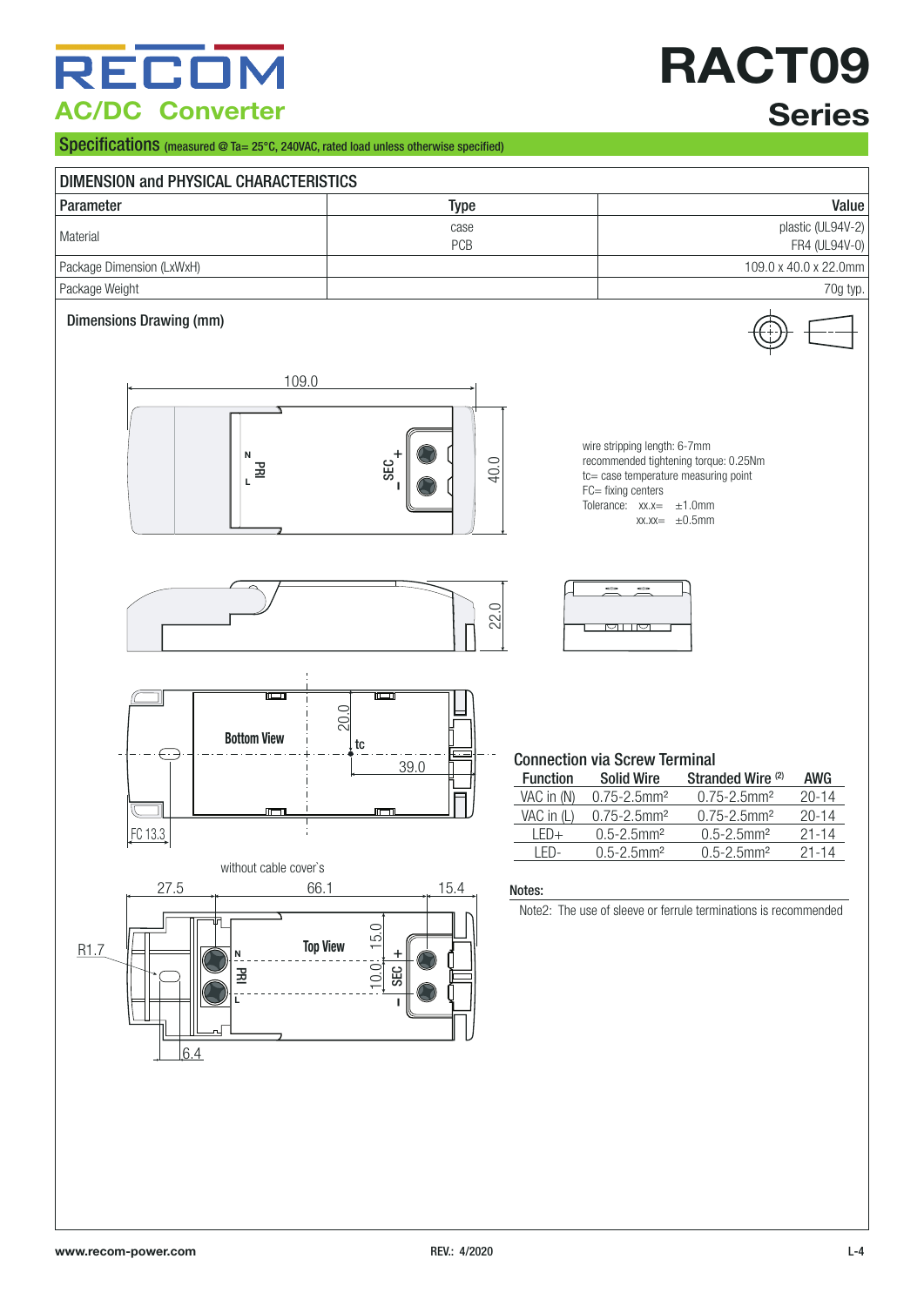## Specifications (measured @ Ta= 25°C, 240VAC, rated load unless otherwise specified)

### DIMENSION and PHYSICAL CHARACTERISTICS

| Parameter | Type | Value |
|---|---|---|
| Material | case<br>PCB | plastic (UL94V-2)<br>FR4 (UL94V-0) |
| Package Dimension (LxWxH) | | 109.0 x 40.0 x 22.0mm |
| Package Weight | | 70g typ. |

#### Dimensions Drawing (mm)

wire stripping length: 6-7mm
recommended tightening torque: 0.25Nm
tc= case temperature measuring point
FC= fixing centers
Tolerance: xx.x= ±1.0mm
xx.xx= ±0.5mm

#### Connection via Screw Terminal

| Function | Solid Wire | Stranded Wire (2) | AWG |
|---|---|---|---|
| VAC in (N) | 0.75-2.5mm² | 0.75-2.5mm² | 20-14 |
| VAC in (L) | 0.75-2.5mm² | 0.75-2.5mm² | 20-14 |
| LED+ | 0.5-2.5mm² | 0.5-2.5mm² | 21-14 |
| LED- | 0.5-2.5mm² | 0.5-2.5mm² | 21-14 |

#### Notes:

Note2: The use of sleeve or ferrule terminations is recommended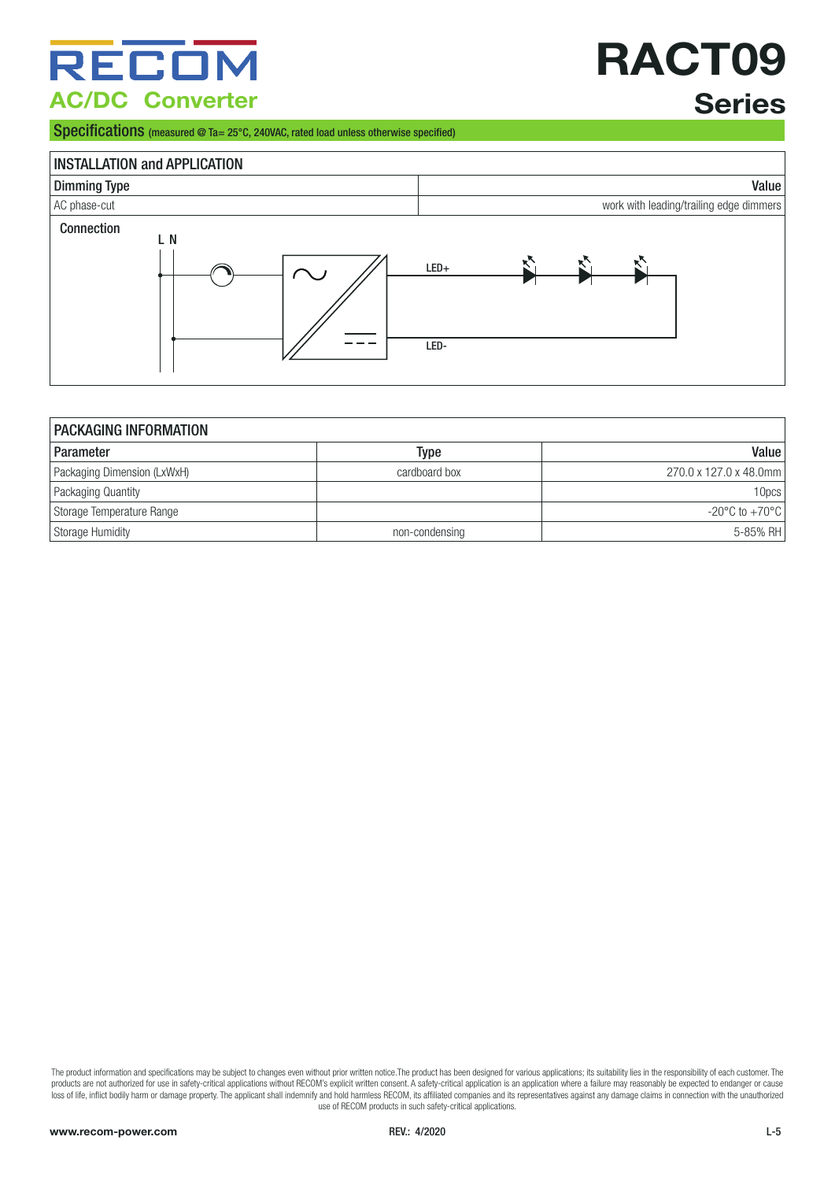## Specifications (measured @ Ta= 25°C, 240VAC, rated load unless otherwise specified)

| INSTALLATION and APPLICATION | |
|---|---|
| **Dimming Type** | **Value** |
| AC phase-cut | work with leading/trailing edge dimmers |

**Connection**

L N

LED+

LED-

| PACKAGING INFORMATION | | |
|---|---|---|
| **Parameter** | **Type** | **Value** |
| Packaging Dimension (LxWxH) | cardboard box | 270.0 x 127.0 x 48.0mm |
| Packaging Quantity | | 10pcs |
| Storage Temperature Range | | -20°C to +70°C |
| Storage Humidity | non-condensing | 5-85% RH |

The product information and specifications may be subject to changes even without prior written notice.The product has been designed for various applications; its suitability lies in the responsibility of each customer. The products are not authorized for use in safety-critical applications without RECOM's explicit written consent. A safety-critical application is an application where a failure may reasonably be expected to endanger or cause loss of life, inflict bodily harm or damage property. The applicant shall indemnify and hold harmless RECOM, its affiliated companies and its representatives against any damage claims in connection with the unauthorized use of RECOM products in such safety-critical applications.